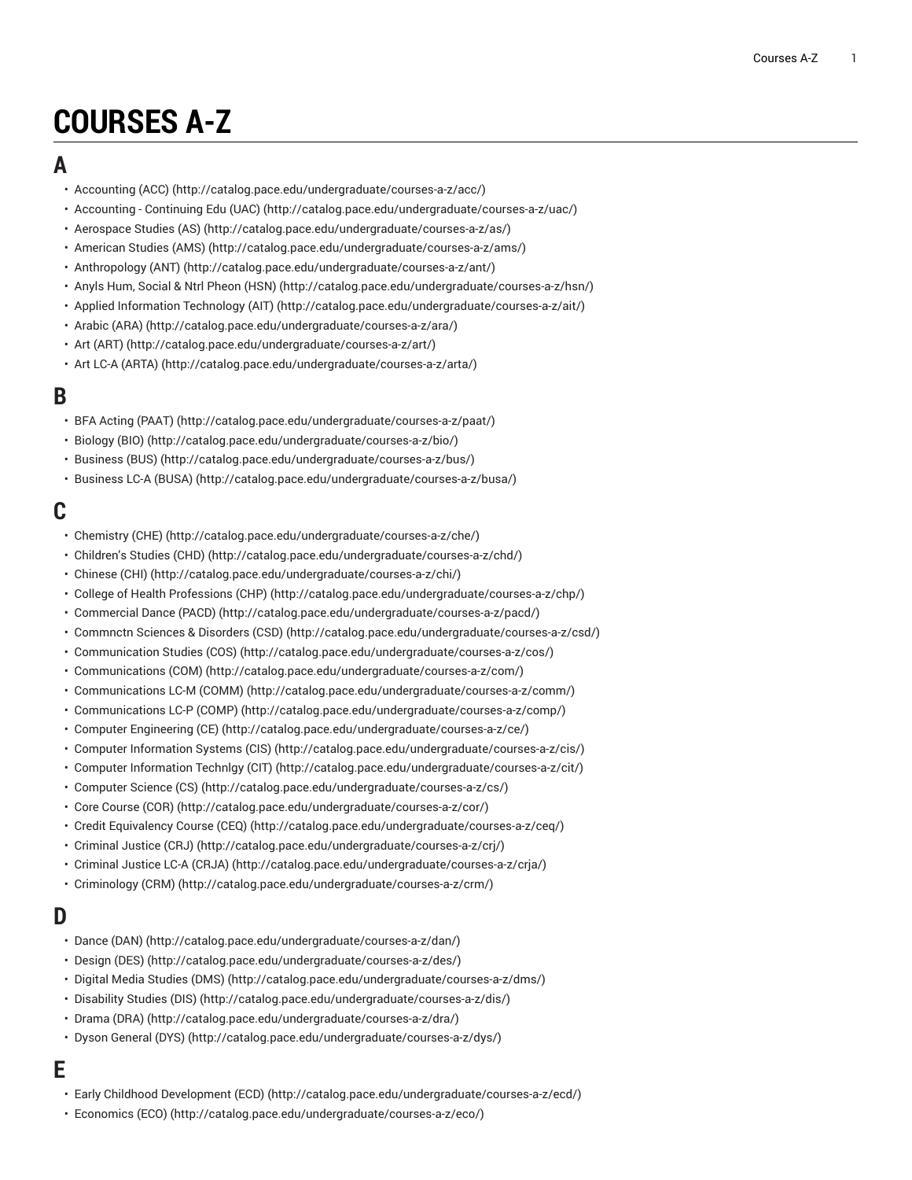# COURSES A-Z

## A

- Accounting (ACC) (http://catalog.pace.edu/undergraduate/courses-a-z/acc/)
- Accounting - Continuing Edu (UAC) (http://catalog.pace.edu/undergraduate/courses-a-z/uac/)
- Aerospace Studies (AS) (http://catalog.pace.edu/undergraduate/courses-a-z/as/)
- American Studies (AMS) (http://catalog.pace.edu/undergraduate/courses-a-z/ams/)
- Anthropology (ANT) (http://catalog.pace.edu/undergraduate/courses-a-z/ant/)
- Anyls Hum, Social & Ntrl Pheon (HSN) (http://catalog.pace.edu/undergraduate/courses-a-z/hsn/)
- Applied Information Technology (AIT) (http://catalog.pace.edu/undergraduate/courses-a-z/ait/)
- Arabic (ARA) (http://catalog.pace.edu/undergraduate/courses-a-z/ara/)
- Art (ART) (http://catalog.pace.edu/undergraduate/courses-a-z/art/)
- Art LC-A (ARTA) (http://catalog.pace.edu/undergraduate/courses-a-z/arta/)

## B

- BFA Acting (PAAT) (http://catalog.pace.edu/undergraduate/courses-a-z/paat/)
- Biology (BIO) (http://catalog.pace.edu/undergraduate/courses-a-z/bio/)
- Business (BUS) (http://catalog.pace.edu/undergraduate/courses-a-z/bus/)
- Business LC-A (BUSA) (http://catalog.pace.edu/undergraduate/courses-a-z/busa/)

## C

- Chemistry (CHE) (http://catalog.pace.edu/undergraduate/courses-a-z/che/)
- Children's Studies (CHD) (http://catalog.pace.edu/undergraduate/courses-a-z/chd/)
- Chinese (CHI) (http://catalog.pace.edu/undergraduate/courses-a-z/chi/)
- College of Health Professions (CHP) (http://catalog.pace.edu/undergraduate/courses-a-z/chp/)
- Commercial Dance (PACD) (http://catalog.pace.edu/undergraduate/courses-a-z/pacd/)
- Commnctn Sciences & Disorders (CSD) (http://catalog.pace.edu/undergraduate/courses-a-z/csd/)
- Communication Studies (COS) (http://catalog.pace.edu/undergraduate/courses-a-z/cos/)
- Communications (COM) (http://catalog.pace.edu/undergraduate/courses-a-z/com/)
- Communications LC-M (COMM) (http://catalog.pace.edu/undergraduate/courses-a-z/comm/)
- Communications LC-P (COMP) (http://catalog.pace.edu/undergraduate/courses-a-z/comp/)
- Computer Engineering (CE) (http://catalog.pace.edu/undergraduate/courses-a-z/ce/)
- Computer Information Systems (CIS) (http://catalog.pace.edu/undergraduate/courses-a-z/cis/)
- Computer Information Technlgy (CIT) (http://catalog.pace.edu/undergraduate/courses-a-z/cit/)
- Computer Science (CS) (http://catalog.pace.edu/undergraduate/courses-a-z/cs/)
- Core Course (COR) (http://catalog.pace.edu/undergraduate/courses-a-z/cor/)
- Credit Equivalency Course (CEQ) (http://catalog.pace.edu/undergraduate/courses-a-z/ceq/)
- Criminal Justice (CRJ) (http://catalog.pace.edu/undergraduate/courses-a-z/crj/)
- Criminal Justice LC-A (CRJA) (http://catalog.pace.edu/undergraduate/courses-a-z/crja/)
- Criminology (CRM) (http://catalog.pace.edu/undergraduate/courses-a-z/crm/)

## D

- Dance (DAN) (http://catalog.pace.edu/undergraduate/courses-a-z/dan/)
- Design (DES) (http://catalog.pace.edu/undergraduate/courses-a-z/des/)
- Digital Media Studies (DMS) (http://catalog.pace.edu/undergraduate/courses-a-z/dms/)
- Disability Studies (DIS) (http://catalog.pace.edu/undergraduate/courses-a-z/dis/)
- Drama (DRA) (http://catalog.pace.edu/undergraduate/courses-a-z/dra/)
- Dyson General (DYS) (http://catalog.pace.edu/undergraduate/courses-a-z/dys/)

## E

- Early Childhood Development (ECD) (http://catalog.pace.edu/undergraduate/courses-a-z/ecd/)
- Economics (ECO) (http://catalog.pace.edu/undergraduate/courses-a-z/eco/)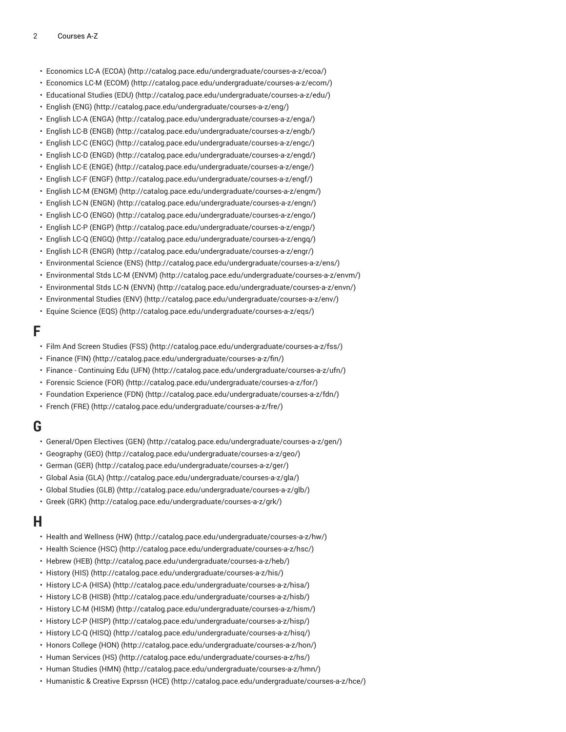- Economics LC-A (ECOA) (http://catalog.pace.edu/undergraduate/courses-a-z/ecoa/)
- Economics LC-M (ECOM) (http://catalog.pace.edu/undergraduate/courses-a-z/ecom/)
- Educational Studies (EDU) (http://catalog.pace.edu/undergraduate/courses-a-z/edu/)
- English (ENG) (http://catalog.pace.edu/undergraduate/courses-a-z/eng/)
- English LC-A (ENGA) (http://catalog.pace.edu/undergraduate/courses-a-z/enga/)
- English LC-B (ENGB) (http://catalog.pace.edu/undergraduate/courses-a-z/engb/)
- English LC-C (ENGC) (http://catalog.pace.edu/undergraduate/courses-a-z/engc/)
- English LC-D (ENGD) (http://catalog.pace.edu/undergraduate/courses-a-z/engd/)
- English LC-E (ENGE) (http://catalog.pace.edu/undergraduate/courses-a-z/enge/)
- English LC-F (ENGF) (http://catalog.pace.edu/undergraduate/courses-a-z/engf/)
- English LC-M (ENGM) (http://catalog.pace.edu/undergraduate/courses-a-z/engm/)
- English LC-N (ENGN) (http://catalog.pace.edu/undergraduate/courses-a-z/engn/)
- English LC-O (ENGO) (http://catalog.pace.edu/undergraduate/courses-a-z/engo/)
- English LC-P (ENGP) (http://catalog.pace.edu/undergraduate/courses-a-z/engp/)
- English LC-Q (ENGQ) (http://catalog.pace.edu/undergraduate/courses-a-z/engq/)
- English LC-R (ENGR) (http://catalog.pace.edu/undergraduate/courses-a-z/engr/)
- Environmental Science (ENS) (http://catalog.pace.edu/undergraduate/courses-a-z/ens/)
- Environmental Stds LC-M (ENVM) (http://catalog.pace.edu/undergraduate/courses-a-z/envm/)
- Environmental Stds LC-N (ENVN) (http://catalog.pace.edu/undergraduate/courses-a-z/envn/)
- Environmental Studies (ENV) (http://catalog.pace.edu/undergraduate/courses-a-z/env/)
- Equine Science (EQS) (http://catalog.pace.edu/undergraduate/courses-a-z/eqs/)

## F

- Film And Screen Studies (FSS) (http://catalog.pace.edu/undergraduate/courses-a-z/fss/)
- Finance (FIN) (http://catalog.pace.edu/undergraduate/courses-a-z/fin/)
- Finance - Continuing Edu (UFN) (http://catalog.pace.edu/undergraduate/courses-a-z/ufn/)
- Forensic Science (FOR) (http://catalog.pace.edu/undergraduate/courses-a-z/for/)
- Foundation Experience (FDN) (http://catalog.pace.edu/undergraduate/courses-a-z/fdn/)
- French (FRE) (http://catalog.pace.edu/undergraduate/courses-a-z/fre/)

## G

- General/Open Electives (GEN) (http://catalog.pace.edu/undergraduate/courses-a-z/gen/)
- Geography (GEO) (http://catalog.pace.edu/undergraduate/courses-a-z/geo/)
- German (GER) (http://catalog.pace.edu/undergraduate/courses-a-z/ger/)
- Global Asia (GLA) (http://catalog.pace.edu/undergraduate/courses-a-z/gla/)
- Global Studies (GLB) (http://catalog.pace.edu/undergraduate/courses-a-z/glb/)
- Greek (GRK) (http://catalog.pace.edu/undergraduate/courses-a-z/grk/)

## H

- Health and Wellness (HW) (http://catalog.pace.edu/undergraduate/courses-a-z/hw/)
- Health Science (HSC) (http://catalog.pace.edu/undergraduate/courses-a-z/hsc/)
- Hebrew (HEB) (http://catalog.pace.edu/undergraduate/courses-a-z/heb/)
- History (HIS) (http://catalog.pace.edu/undergraduate/courses-a-z/his/)
- History LC-A (HISA) (http://catalog.pace.edu/undergraduate/courses-a-z/hisa/)
- History LC-B (HISB) (http://catalog.pace.edu/undergraduate/courses-a-z/hisb/)
- History LC-M (HISM) (http://catalog.pace.edu/undergraduate/courses-a-z/hism/)
- History LC-P (HISP) (http://catalog.pace.edu/undergraduate/courses-a-z/hisp/)
- History LC-Q (HISQ) (http://catalog.pace.edu/undergraduate/courses-a-z/hisq/)
- Honors College (HON) (http://catalog.pace.edu/undergraduate/courses-a-z/hon/)
- Human Services (HS) (http://catalog.pace.edu/undergraduate/courses-a-z/hs/)
- Human Studies (HMN) (http://catalog.pace.edu/undergraduate/courses-a-z/hmn/)
- Humanistic & Creative Exprssn (HCE) (http://catalog.pace.edu/undergraduate/courses-a-z/hce/)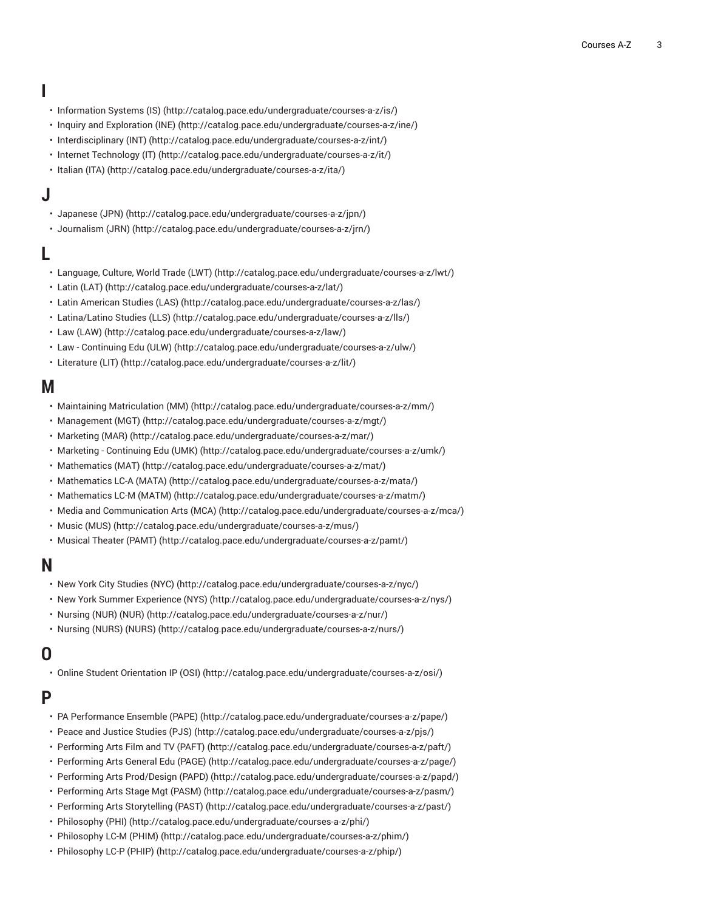## I

- Information Systems (IS) (http://catalog.pace.edu/undergraduate/courses-a-z/is/)
- Inquiry and Exploration (INE) (http://catalog.pace.edu/undergraduate/courses-a-z/ine/)
- Interdisciplinary (INT) (http://catalog.pace.edu/undergraduate/courses-a-z/int/)
- Internet Technology (IT) (http://catalog.pace.edu/undergraduate/courses-a-z/it/)
- Italian (ITA) (http://catalog.pace.edu/undergraduate/courses-a-z/ita/)

## J

- Japanese (JPN) (http://catalog.pace.edu/undergraduate/courses-a-z/jpn/)
- Journalism (JRN) (http://catalog.pace.edu/undergraduate/courses-a-z/jrn/)

## L

- Language, Culture, World Trade (LWT) (http://catalog.pace.edu/undergraduate/courses-a-z/lwt/)
- Latin (LAT) (http://catalog.pace.edu/undergraduate/courses-a-z/lat/)
- Latin American Studies (LAS) (http://catalog.pace.edu/undergraduate/courses-a-z/las/)
- Latina/Latino Studies (LLS) (http://catalog.pace.edu/undergraduate/courses-a-z/lls/)
- Law (LAW) (http://catalog.pace.edu/undergraduate/courses-a-z/law/)
- Law - Continuing Edu (ULW) (http://catalog.pace.edu/undergraduate/courses-a-z/ulw/)
- Literature (LIT) (http://catalog.pace.edu/undergraduate/courses-a-z/lit/)

## M

- Maintaining Matriculation (MM) (http://catalog.pace.edu/undergraduate/courses-a-z/mm/)
- Management (MGT) (http://catalog.pace.edu/undergraduate/courses-a-z/mgt/)
- Marketing (MAR) (http://catalog.pace.edu/undergraduate/courses-a-z/mar/)
- Marketing - Continuing Edu (UMK) (http://catalog.pace.edu/undergraduate/courses-a-z/umk/)
- Mathematics (MAT) (http://catalog.pace.edu/undergraduate/courses-a-z/mat/)
- Mathematics LC-A (MATA) (http://catalog.pace.edu/undergraduate/courses-a-z/mata/)
- Mathematics LC-M (MATM) (http://catalog.pace.edu/undergraduate/courses-a-z/matm/)
- Media and Communication Arts (MCA) (http://catalog.pace.edu/undergraduate/courses-a-z/mca/)
- Music (MUS) (http://catalog.pace.edu/undergraduate/courses-a-z/mus/)
- Musical Theater (PAMT) (http://catalog.pace.edu/undergraduate/courses-a-z/pamt/)

## N

- New York City Studies (NYC) (http://catalog.pace.edu/undergraduate/courses-a-z/nyc/)
- New York Summer Experience (NYS) (http://catalog.pace.edu/undergraduate/courses-a-z/nys/)
- Nursing (NUR) (NUR) (http://catalog.pace.edu/undergraduate/courses-a-z/nur/)
- Nursing (NURS) (NURS) (http://catalog.pace.edu/undergraduate/courses-a-z/nurs/)

## O

- Online Student Orientation IP (OSI) (http://catalog.pace.edu/undergraduate/courses-a-z/osi/)

## P

- PA Performance Ensemble (PAPE) (http://catalog.pace.edu/undergraduate/courses-a-z/pape/)
- Peace and Justice Studies (PJS) (http://catalog.pace.edu/undergraduate/courses-a-z/pjs/)
- Performing Arts Film and TV (PAFT) (http://catalog.pace.edu/undergraduate/courses-a-z/paft/)
- Performing Arts General Edu (PAGE) (http://catalog.pace.edu/undergraduate/courses-a-z/page/)
- Performing Arts Prod/Design (PAPD) (http://catalog.pace.edu/undergraduate/courses-a-z/papd/)
- Performing Arts Stage Mgt (PASM) (http://catalog.pace.edu/undergraduate/courses-a-z/pasm/)
- Performing Arts Storytelling (PAST) (http://catalog.pace.edu/undergraduate/courses-a-z/past/)
- Philosophy (PHI) (http://catalog.pace.edu/undergraduate/courses-a-z/phi/)
- Philosophy LC-M (PHIM) (http://catalog.pace.edu/undergraduate/courses-a-z/phim/)
- Philosophy LC-P (PHIP) (http://catalog.pace.edu/undergraduate/courses-a-z/phip/)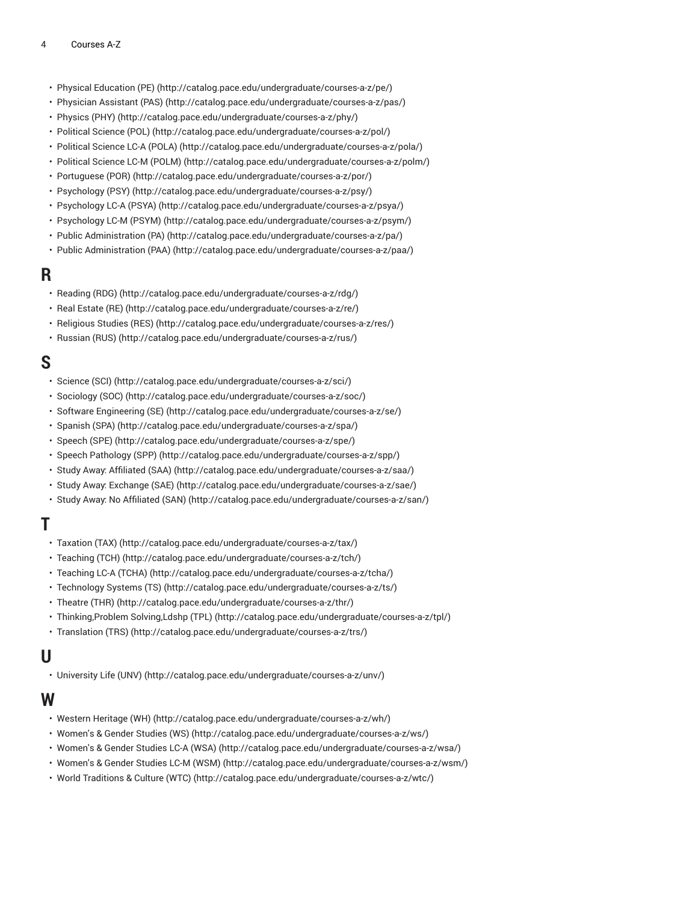- Physical Education (PE) (http://catalog.pace.edu/undergraduate/courses-a-z/pe/)
- Physician Assistant (PAS) (http://catalog.pace.edu/undergraduate/courses-a-z/pas/)
- Physics (PHY) (http://catalog.pace.edu/undergraduate/courses-a-z/phy/)
- Political Science (POL) (http://catalog.pace.edu/undergraduate/courses-a-z/pol/)
- Political Science LC-A (POLA) (http://catalog.pace.edu/undergraduate/courses-a-z/pola/)
- Political Science LC-M (POLM) (http://catalog.pace.edu/undergraduate/courses-a-z/polm/)
- Portuguese (POR) (http://catalog.pace.edu/undergraduate/courses-a-z/por/)
- Psychology (PSY) (http://catalog.pace.edu/undergraduate/courses-a-z/psy/)
- Psychology LC-A (PSYA) (http://catalog.pace.edu/undergraduate/courses-a-z/psya/)
- Psychology LC-M (PSYM) (http://catalog.pace.edu/undergraduate/courses-a-z/psym/)
- Public Administration (PA) (http://catalog.pace.edu/undergraduate/courses-a-z/pa/)
- Public Administration (PAA) (http://catalog.pace.edu/undergraduate/courses-a-z/paa/)

## R

- Reading (RDG) (http://catalog.pace.edu/undergraduate/courses-a-z/rdg/)
- Real Estate (RE) (http://catalog.pace.edu/undergraduate/courses-a-z/re/)
- Religious Studies (RES) (http://catalog.pace.edu/undergraduate/courses-a-z/res/)
- Russian (RUS) (http://catalog.pace.edu/undergraduate/courses-a-z/rus/)

## S

- Science (SCI) (http://catalog.pace.edu/undergraduate/courses-a-z/sci/)
- Sociology (SOC) (http://catalog.pace.edu/undergraduate/courses-a-z/soc/)
- Software Engineering (SE) (http://catalog.pace.edu/undergraduate/courses-a-z/se/)
- Spanish (SPA) (http://catalog.pace.edu/undergraduate/courses-a-z/spa/)
- Speech (SPE) (http://catalog.pace.edu/undergraduate/courses-a-z/spe/)
- Speech Pathology (SPP) (http://catalog.pace.edu/undergraduate/courses-a-z/spp/)
- Study Away: Affiliated (SAA) (http://catalog.pace.edu/undergraduate/courses-a-z/saa/)
- Study Away: Exchange (SAE) (http://catalog.pace.edu/undergraduate/courses-a-z/sae/)
- Study Away: No Affiliated (SAN) (http://catalog.pace.edu/undergraduate/courses-a-z/san/)

## T

- Taxation (TAX) (http://catalog.pace.edu/undergraduate/courses-a-z/tax/)
- Teaching (TCH) (http://catalog.pace.edu/undergraduate/courses-a-z/tch/)
- Teaching LC-A (TCHA) (http://catalog.pace.edu/undergraduate/courses-a-z/tcha/)
- Technology Systems (TS) (http://catalog.pace.edu/undergraduate/courses-a-z/ts/)
- Theatre (THR) (http://catalog.pace.edu/undergraduate/courses-a-z/thr/)
- Thinking,Problem Solving,Ldshp (TPL) (http://catalog.pace.edu/undergraduate/courses-a-z/tpl/)
- Translation (TRS) (http://catalog.pace.edu/undergraduate/courses-a-z/trs/)

## U

- University Life (UNV) (http://catalog.pace.edu/undergraduate/courses-a-z/unv/)

## W

- Western Heritage (WH) (http://catalog.pace.edu/undergraduate/courses-a-z/wh/)
- Women's & Gender Studies (WS) (http://catalog.pace.edu/undergraduate/courses-a-z/ws/)
- Women's & Gender Studies LC-A (WSA) (http://catalog.pace.edu/undergraduate/courses-a-z/wsa/)
- Women's & Gender Studies LC-M (WSM) (http://catalog.pace.edu/undergraduate/courses-a-z/wsm/)
- World Traditions & Culture (WTC) (http://catalog.pace.edu/undergraduate/courses-a-z/wtc/)